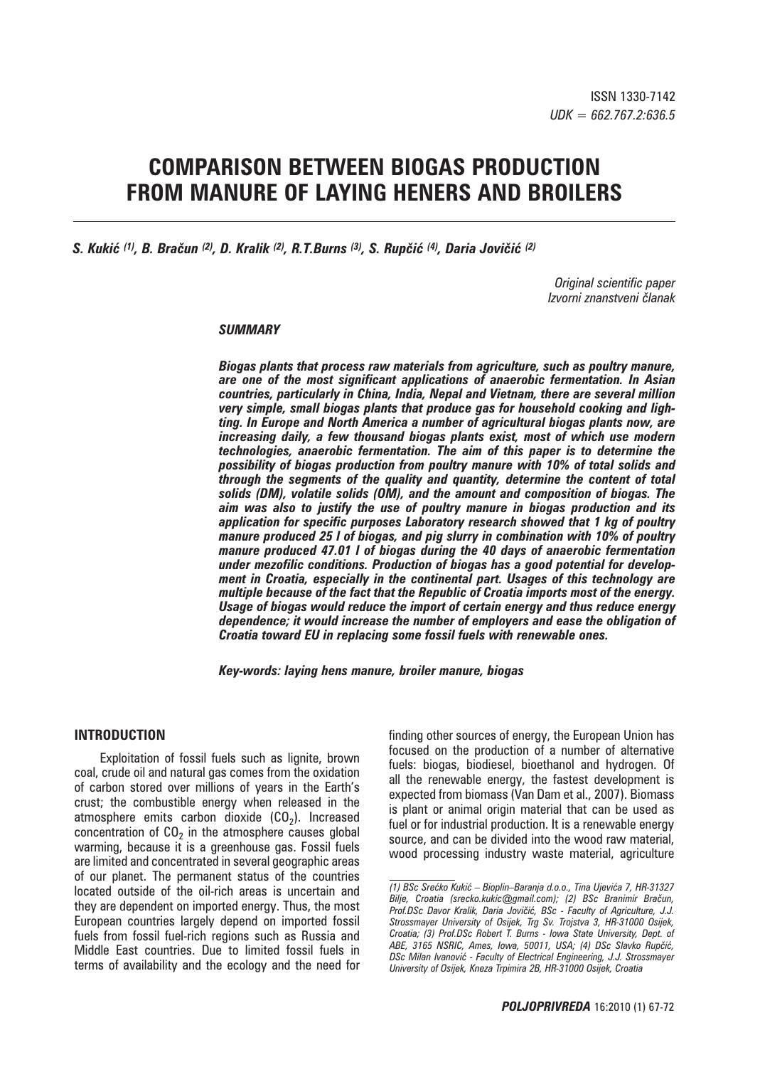ISSN 1330-7142
*UDK = 662.767.2:636.5*

# COMPARISON BETWEEN BIOGAS PRODUCTION FROM MANURE OF LAYING HENERS AND BROILERS

***S. Kukić [(1)], B. Bračun [(2)], D. Kralik [(2)], R.T.Burns [(3)], S. Rupčić [(4)], Daria Jovičić [(2)]***

*Original scientific paper*
*Izvorni znanstveni članak*

## SUMMARY

***Biogas plants that process raw materials from agriculture, such as poultry manure, are one of the most significant applications of anaerobic fermentation. In Asian countries, particularly in China, India, Nepal and Vietnam, there are several million very simple, small biogas plants that produce gas for household cooking and lighting. In Europe and North America a number of agricultural biogas plants now, are increasing daily, a few thousand biogas plants exist, most of which use modern technologies, anaerobic fermentation. The aim of this paper is to determine the possibility of biogas production from poultry manure with 10% of total solids and through the segments of the quality and quantity, determine the content of total solids (DM), volatile solids (OM), and the amount and composition of biogas. The aim was also to justify the use of poultry manure in biogas production and its application for specific purposes Laboratory research showed that 1 kg of poultry manure produced 25 l of biogas, and pig slurry in combination with 10% of poultry manure produced 47.01 l of biogas during the 40 days of anaerobic fermentation under mezofilic conditions. Production of biogas has a good potential for development in Croatia, especially in the continental part. Usages of this technology are multiple because of the fact that the Republic of Croatia imports most of the energy. Usage of biogas would reduce the import of certain energy and thus reduce energy dependence; it would increase the number of employers and ease the obligation of Croatia toward EU in replacing some fossil fuels with renewable ones.***

***Key-words: laying hens manure, broiler manure, biogas***

## INTRODUCTION

Exploitation of fossil fuels such as lignite, brown coal, crude oil and natural gas comes from the oxidation of carbon stored over millions of years in the Earth's crust; the combustible energy when released in the atmosphere emits carbon dioxide ($CO_2$). Increased concentration of $CO_2$ in the atmosphere causes global warming, because it is a greenhouse gas. Fossil fuels are limited and concentrated in several geographic areas of our planet. The permanent status of the countries located outside of the oil-rich areas is uncertain and they are dependent on imported energy. Thus, the most European countries largely depend on imported fossil fuels from fossil fuel-rich regions such as Russia and Middle East countries. Due to limited fossil fuels in terms of availability and the ecology and the need for finding other sources of energy, the European Union has focused on the production of a number of alternative fuels: biogas, biodiesel, bioethanol and hydrogen. Of all the renewable energy, the fastest development is expected from biomass (Van Dam et al., 2007). Biomass is plant or animal origin material that can be used as fuel or for industrial production. It is a renewable energy source, and can be divided into the wood raw material, wood processing industry waste material, agriculture

*(1) BSc Srećko Kukić – Bioplin–Baranja d.o.o., Tina Ujevića 7, HR-31327 Bilje, Croatia (srecko.kukic@gmail.com); (2) BSc Branimir Bračun, Prof.DSc Davor Kralik, Daria Jovičić, BSc - Faculty of Agriculture, J.J. Strossmayer University of Osijek, Trg Sv. Trojstva 3, HR-31000 Osijek, Croatia; (3) Prof.DSc Robert T. Burns - Iowa State University, Dept. of ABE, 3165 NSRIC, Ames, Iowa, 50011, USA; (4) DSc Slavko Rupčić, DSc Milan Ivanović - Faculty of Electrical Engineering, J.J. Strossmayer University of Osijek, Kneza Trpimira 2B, HR-31000 Osijek, Croatia*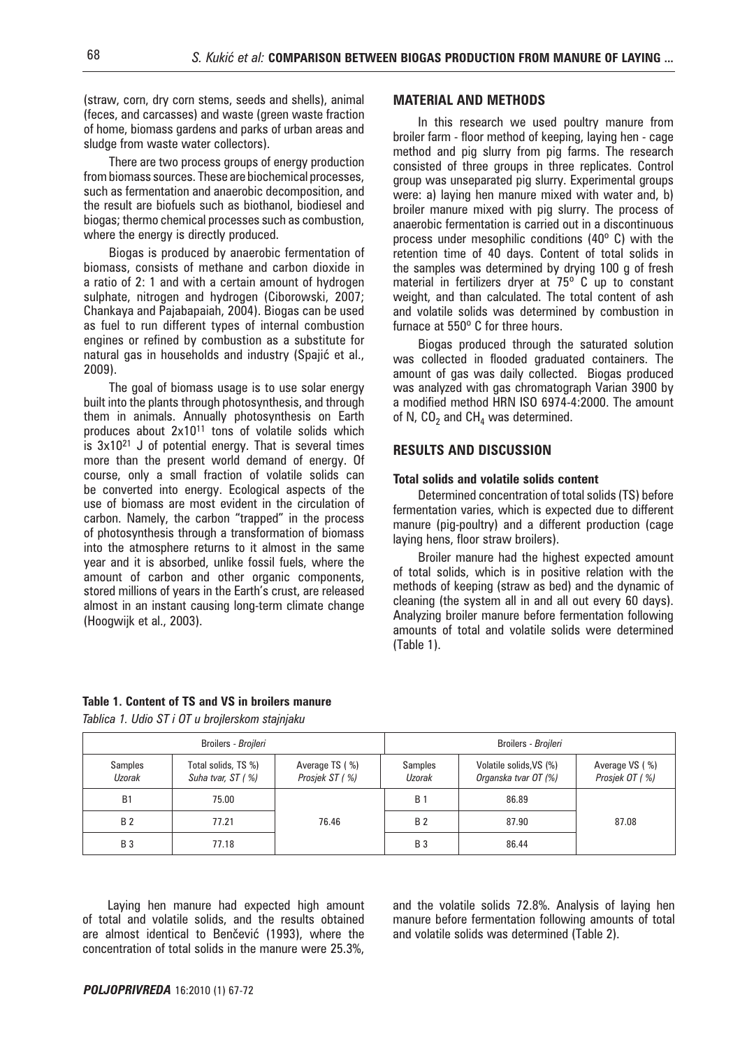(straw, corn, dry corn stems, seeds and shells), animal (feces, and carcasses) and waste (green waste fraction of home, biomass gardens and parks of urban areas and sludge from waste water collectors).

There are two process groups of energy production from biomass sources. These are biochemical processes, such as fermentation and anaerobic decomposition, and the result are biofuels such as biothanol, biodiesel and biogas; thermo chemical processes such as combustion, where the energy is directly produced.

Biogas is produced by anaerobic fermentation of biomass, consists of methane and carbon dioxide in a ratio of 2: 1 and with a certain amount of hydrogen sulphate, nitrogen and hydrogen (Ciborowski, 2007; Chankaya and Pajabapaiah, 2004). Biogas can be used as fuel to run different types of internal combustion engines or refined by combustion as a substitute for natural gas in households and industry (Spajić et al., 2009).

The goal of biomass usage is to use solar energy built into the plants through photosynthesis, and through them in animals. Annually photosynthesis on Earth produces about $2x10^{11}$ tons of volatile solids which is $3x10^{21}$ J of potential energy. That is several times more than the present world demand of energy. Of course, only a small fraction of volatile solids can be converted into energy. Ecological aspects of the use of biomass are most evident in the circulation of carbon. Namely, the carbon "trapped" in the process of photosynthesis through a transformation of biomass into the atmosphere returns to it almost in the same year and it is absorbed, unlike fossil fuels, where the amount of carbon and other organic components, stored millions of years in the Earth's crust, are released almost in an instant causing long-term climate change (Hoogwijk et al., 2003).

## MATERIAL AND METHODS

In this research we used poultry manure from broiler farm - floor method of keeping, laying hen - cage method and pig slurry from pig farms. The research consisted of three groups in three replicates. Control group was unseparated pig slurry. Experimental groups were: a) laying hen manure mixed with water and, b) broiler manure mixed with pig slurry. The process of anaerobic fermentation is carried out in a discontinuous process under mesophilic conditions (40° C) with the retention time of 40 days. Content of total solids in the samples was determined by drying 100 g of fresh material in fertilizers dryer at 75° C up to constant weight, and than calculated. The total content of ash and volatile solids was determined by combustion in furnace at 550° C for three hours.

Biogas produced through the saturated solution was collected in flooded graduated containers. The amount of gas was daily collected. Biogas produced was analyzed with gas chromatograph Varian 3900 by a modified method HRN ISO 6974-4:2000. The amount of N, $CO_2$ and $CH_4$ was determined.

## RESULTS AND DISCUSSION

### Total solids and volatile solids content

Determined concentration of total solids (TS) before fermentation varies, which is expected due to different manure (pig-poultry) and a different production (cage laying hens, floor straw broilers).

Broiler manure had the highest expected amount of total solids, which is in positive relation with the methods of keeping (straw as bed) and the dynamic of cleaning (the system all in and all out every 60 days). Analyzing broiler manure before fermentation following amounts of total and volatile solids were determined (Table 1).

**Table 1. Content of TS and VS in broilers manure**

*Tablica 1. Udio ST i OT u brojlerskom stajnjaku*

| Broilers - *Brojleri* | | | Broilers - *Brojleri* | | |
|---|---|---|---|---|---|
| Samples *Uzorak* | Total solids, TS %) *Suha tvar, ST ( %)* | Average TS ( %) *Prosjek ST ( %)* | Samples *Uzorak* | Volatile solids,VS (%) *Organska tvar OT (%)* | Average VS ( %) *Prosjek OT ( %)* |
| B1 | 75.00 | 76.46 | B 1 | 86.89 | 87.08 |
| B 2 | 77.21 | | B 2 | 87.90 | |
| B 3 | 77.18 | | B 3 | 86.44 | |

Laying hen manure had expected high amount of total and volatile solids, and the results obtained are almost identical to Benčević (1993), where the concentration of total solids in the manure were 25.3%, and the volatile solids 72.8%. Analysis of laying hen manure before fermentation following amounts of total and volatile solids was determined (Table 2).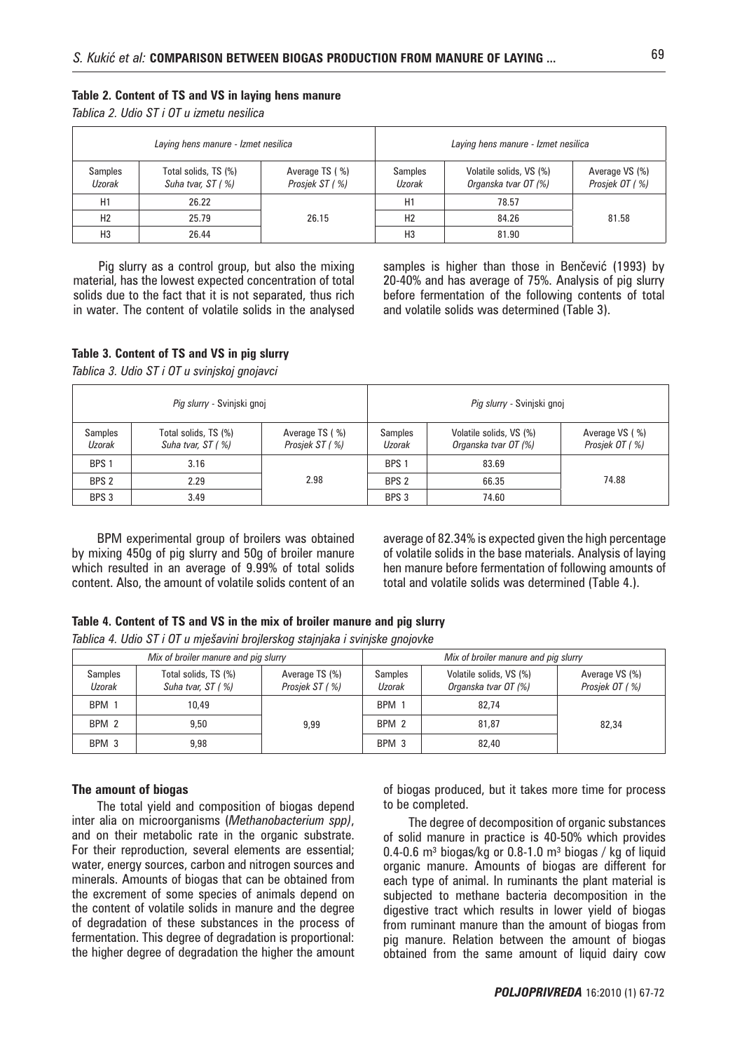**Table 2. Content of TS and VS in laying hens manure**

*Tablica 2. Udio ST i OT u izmetu nesilica*

| *Laying hens manure - Izmet nesilica* | | | *Laying hens manure - Izmet nesilica* | | |
|---|---|---|---|---|---|
| Samples *Uzorak* | Total solids, TS (%) *Suha tvar, ST ( %)* | Average TS ( %) *Prosjek ST ( %)* | Samples *Uzorak* | Volatile solids, VS (%) *Organska tvar OT (%)* | Average VS (%) *Prosjek OT ( %)* |
| H1 | 26.22 | 26.15 | H1 | 78.57 | 81.58 |
| H2 | 25.79 | | H2 | 84.26 | |
| H3 | 26.44 | | H3 | 81.90 | |

Pig slurry as a control group, but also the mixing material, has the lowest expected concentration of total solids due to the fact that it is not separated, thus rich in water. The content of volatile solids in the analysed samples is higher than those in Benčević (1993) by 20-40% and has average of 75%. Analysis of pig slurry before fermentation of the following contents of total and volatile solids was determined (Table 3).

**Table 3. Content of TS and VS in pig slurry**

*Tablica 3. Udio ST i OT u svinjskoj gnojavci*

| *Pig slurry* - Svinjski gnoj | | | *Pig slurry* - Svinjski gnoj | | |
|---|---|---|---|---|---|
| Samples *Uzorak* | Total solids, TS (%) *Suha tvar, ST ( %)* | Average TS ( %) *Prosjek ST ( %)* | Samples *Uzorak* | Volatile solids, VS (%) *Organska tvar OT (%)* | Average VS ( %) *Prosjek OT ( %)* |
| BPS 1 | 3.16 | 2.98 | BPS 1 | 83.69 | 74.88 |
| BPS 2 | 2.29 | | BPS 2 | 66.35 | |
| BPS 3 | 3.49 | | BPS 3 | 74.60 | |

BPM experimental group of broilers was obtained by mixing 450g of pig slurry and 50g of broiler manure which resulted in an average of 9.99% of total solids content. Also, the amount of volatile solids content of an average of 82.34% is expected given the high percentage of volatile solids in the base materials. Analysis of laying hen manure before fermentation of following amounts of total and volatile solids was determined (Table 4.).

**Table 4. Content of TS and VS in the mix of broiler manure and pig slurry**

*Tablica 4. Udio ST i OT u mješavini brojlerskog stajnjaka i svinjske gnojovke*

| *Mix of broiler manure and pig slurry* | | | *Mix of broiler manure and pig slurry* | | |
|---|---|---|---|---|---|
| Samples *Uzorak* | Total solids, TS (%) *Suha tvar, ST ( %)* | Average TS (%) *Prosjek ST ( %)* | Samples *Uzorak* | Volatile solids, VS (%) *Organska tvar OT (%)* | Average VS (%) *Prosjek OT ( %)* |
| BPM 1 | 10,49 | 9,99 | BPM 1 | 82,74 | 82,34 |
| BPM 2 | 9,50 | | BPM 2 | 81,87 | |
| BPM 3 | 9,98 | | BPM 3 | 82,40 | |

### The amount of biogas

The total yield and composition of biogas depend inter alia on microorganisms (*Methanobacterium spp)*, and on their metabolic rate in the organic substrate. For their reproduction, several elements are essential; water, energy sources, carbon and nitrogen sources and minerals. Amounts of biogas that can be obtained from the excrement of some species of animals depend on the content of volatile solids in manure and the degree of degradation of these substances in the process of fermentation. This degree of degradation is proportional: the higher degree of degradation the higher the amount of biogas produced, but it takes more time for process to be completed.

The degree of decomposition of organic substances of solid manure in practice is 40-50% which provides 0.4-0.6 $m^3$ biogas/kg or 0.8-1.0 $m^3$ biogas / kg of liquid organic manure. Amounts of biogas are different for each type of animal. In ruminants the plant material is subjected to methane bacteria decomposition in the digestive tract which results in lower yield of biogas from ruminant manure than the amount of biogas from pig manure. Relation between the amount of biogas obtained from the same amount of liquid dairy cow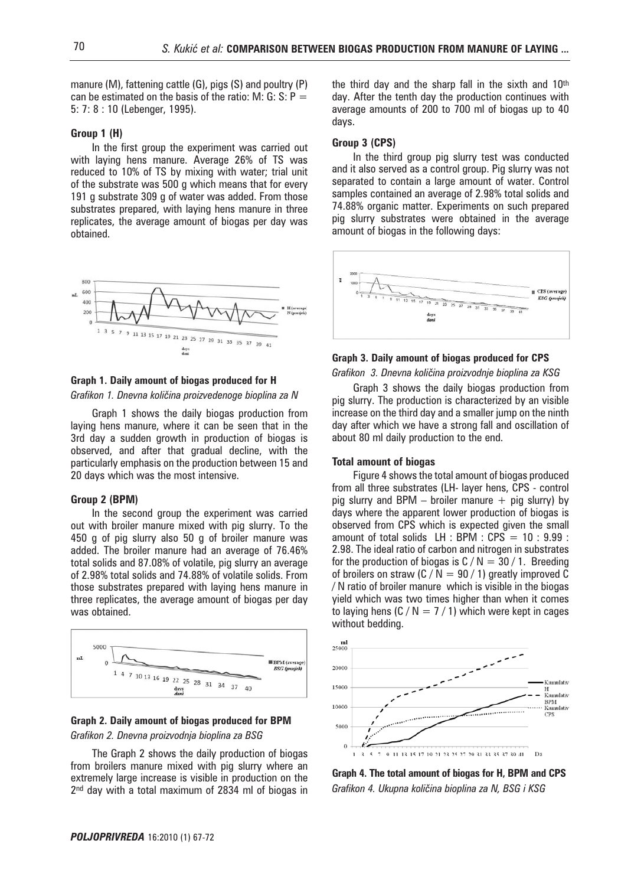manure (M), fattening cattle (G), pigs (S) and poultry (P) can be estimated on the basis of the ratio: M: G: S: P = 5: 7: 8 : 10 (Lebenger, 1995).

#### Group 1 (H)

In the first group the experiment was carried out with laying hens manure. Average 26% of TS was reduced to 10% of TS by mixing with water; trial unit of the substrate was 500 g which means that for every 191 g substrate 309 g of water was added. From those substrates prepared, with laying hens manure in three replicates, the average amount of biogas per day was obtained.

**Graph 1. Daily amount of biogas produced for H**

*Grafikon 1. Dnevna količina proizvedenoge bioplina za N*

Graph 1 shows the daily biogas production from laying hens manure, where it can be seen that in the 3rd day a sudden growth in production of biogas is observed, and after that gradual decline, with the particularly emphasis on the production between 15 and 20 days which was the most intensive.

#### Group 2 (BPM)

In the second group the experiment was carried out with broiler manure mixed with pig slurry. To the 450 g of pig slurry also 50 g of broiler manure was added. The broiler manure had an average of 76.46% total solids and 87.08% of volatile, pig slurry an average of 2.98% total solids and 74.88% of volatile solids. From those substrates prepared with laying hens manure in three replicates, the average amount of biogas per day was obtained.

**Graph 2. Daily amount of biogas produced for BPM**

*Grafikon 2. Dnevna proizvodnja bioplina za BSG*

The Graph 2 shows the daily production of biogas from broilers manure mixed with pig slurry where an extremely large increase is visible in production on the 2nd day with a total maximum of 2834 ml of biogas in the third day and the sharp fall in the sixth and 10th day. After the tenth day the production continues with average amounts of 200 to 700 ml of biogas up to 40 days.

#### Group 3 (CPS)

In the third group pig slurry test was conducted and it also served as a control group. Pig slurry was not separated to contain a large amount of water. Control samples contained an average of 2.98% total solids and 74.88% organic matter. Experiments on such prepared pig slurry substrates were obtained in the average amount of biogas in the following days:

**Graph 3. Daily amount of biogas produced for CPS**

*Grafikon 3. Dnevna količina proizvodnje bioplina za KSG*

Graph 3 shows the daily biogas production from pig slurry. The production is characterized by an visible increase on the third day and a smaller jump on the ninth day after which we have a strong fall and oscillation of about 80 ml daily production to the end.

#### Total amount of biogas

Figure 4 shows the total amount of biogas produced from all three substrates (LH- layer hens, CPS - control pig slurry and BPM – broiler manure + pig slurry) by days where the apparent lower production of biogas is observed from CPS which is expected given the small amount of total solids LH : BPM : CPS = 10 : 9.99 : 2.98. The ideal ratio of carbon and nitrogen in substrates for the production of biogas is C / N = 30 / 1. Breeding of broilers on straw (C / N = 90 / 1) greatly improved C / N ratio of broiler manure which is visible in the biogas yield which was two times higher than when it comes to laying hens (C / N = 7 / 1) which were kept in cages without bedding.

**Graph 4. The total amount of biogas for H, BPM and CPS**

*Grafikon 4. Ukupna količina bioplina za N, BSG i KSG*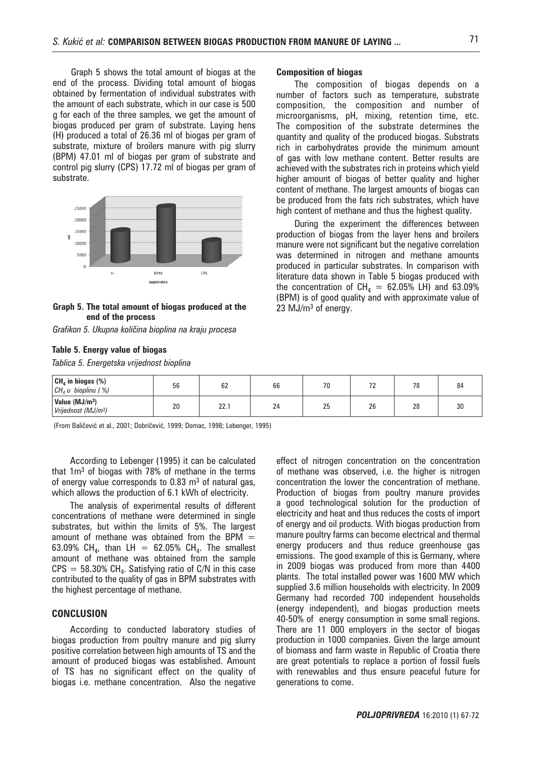Graph 5 shows the total amount of biogas at the end of the process. Dividing total amount of biogas obtained by fermentation of individual substrates with the amount of each substrate, which in our case is 500 g for each of the three samples, we get the amount of biogas produced per gram of substrate. Laying hens (H) produced a total of 26.36 ml of biogas per gram of substrate, mixture of broilers manure with pig slurry (BPM) 47.01 ml of biogas per gram of substrate and control pig slurry (CPS) 17.72 ml of biogas per gram of substrate.

**Graph 5. The total amount of biogas produced at the end of the process**

*Grafikon 5. Ukupna količina bioplina na kraju procesa*

#### Composition of biogas

The composition of biogas depends on a number of factors such as temperature, substrate composition, the composition and number of microorganisms, pH, mixing, retention time, etc. The composition of the substrate determines the quantity and quality of the produced biogas. Substrats rich in carbohydrates provide the minimum amount of gas with low methane content. Better results are achieved with the substrates rich in proteins which yield higher amount of biogas of better quality and higher content of methane. The largest amounts of biogas can be produced from the fats rich substrates, which have high content of methane and thus the highest quality.

During the experiment the differences between production of biogas from the layer hens and broilers manure were not significant but the negative correlation was determined in nitrogen and methane amounts produced in particular substrates. In comparison with literature data shown in Table 5 biogas produced with the concentration of $CH_4$ = 62.05% LH) and 63.09% (BPM) is of good quality and with approximate value of 23 $MJ/m^3$ of energy.

**Table 5. Energy value of biogas**

*Tablica 5. Energetska vrijednost bioplina*

| **$CH_4$ in biogas (%)** *$CH_4$ u bioplinu ( %)* | 56 | 62 | 66 | 70 | 72 | 78 | 84 |
|---|---|---|---|---|---|---|---|
| **Value ($MJ/m^3$)** *Vrijednost ($MJ/m^3$)* | 20 | 22.1 | 24 | 25 | 26 | 28 | 30 |

(From Baličević et al., 2001; Dobričević, 1999; Domac, 1998; Lebenger, 1995)

According to Lebenger (1995) it can be calculated that 1$m^3$ of biogas with 78% of methane in the terms of energy value corresponds to 0.83 $m^3$ of natural gas, which allows the production of 6.1 kWh of electricity.

The analysis of experimental results of different concentrations of methane were determined in single substrates, but within the limits of 5%. The largest amount of methane was obtained from the BPM = 63.09% $CH_4$, than LH = 62.05% $CH_4$. The smallest amount of methane was obtained from the sample CPS = 58.30% $CH_4$. Satisfying ratio of C/N in this case contributed to the quality of gas in BPM substrates with the highest percentage of methane.

## CONCLUSION

According to conducted laboratory studies of biogas production from poultry manure and pig slurry positive correlation between high amounts of TS and the amount of produced biogas was established. Amount of TS has no significant effect on the quality of biogas i.e. methane concentration. Also the negative effect of nitrogen concentration on the concentration of methane was observed, i.e. the higher is nitrogen concentration the lower the concentration of methane. Production of biogas from poultry manure provides a good technological solution for the production of electricity and heat and thus reduces the costs of import of energy and oil products. With biogas production from manure poultry farms can become electrical and thermal energy producers and thus reduce greenhouse gas emissions. The good example of this is Germany, where in 2009 biogas was produced from more than 4400 plants. The total installed power was 1600 MW which supplied 3.6 million households with electricity. In 2009 Germany had recorded 700 independent households (energy independent), and biogas production meets 40-50% of energy consumption in some small regions. There are 11 000 employers in the sector of biogas production in 1000 companies. Given the large amount of biomass and farm waste in Republic of Croatia there are great potentials to replace a portion of fossil fuels with renewables and thus ensure peaceful future for generations to come.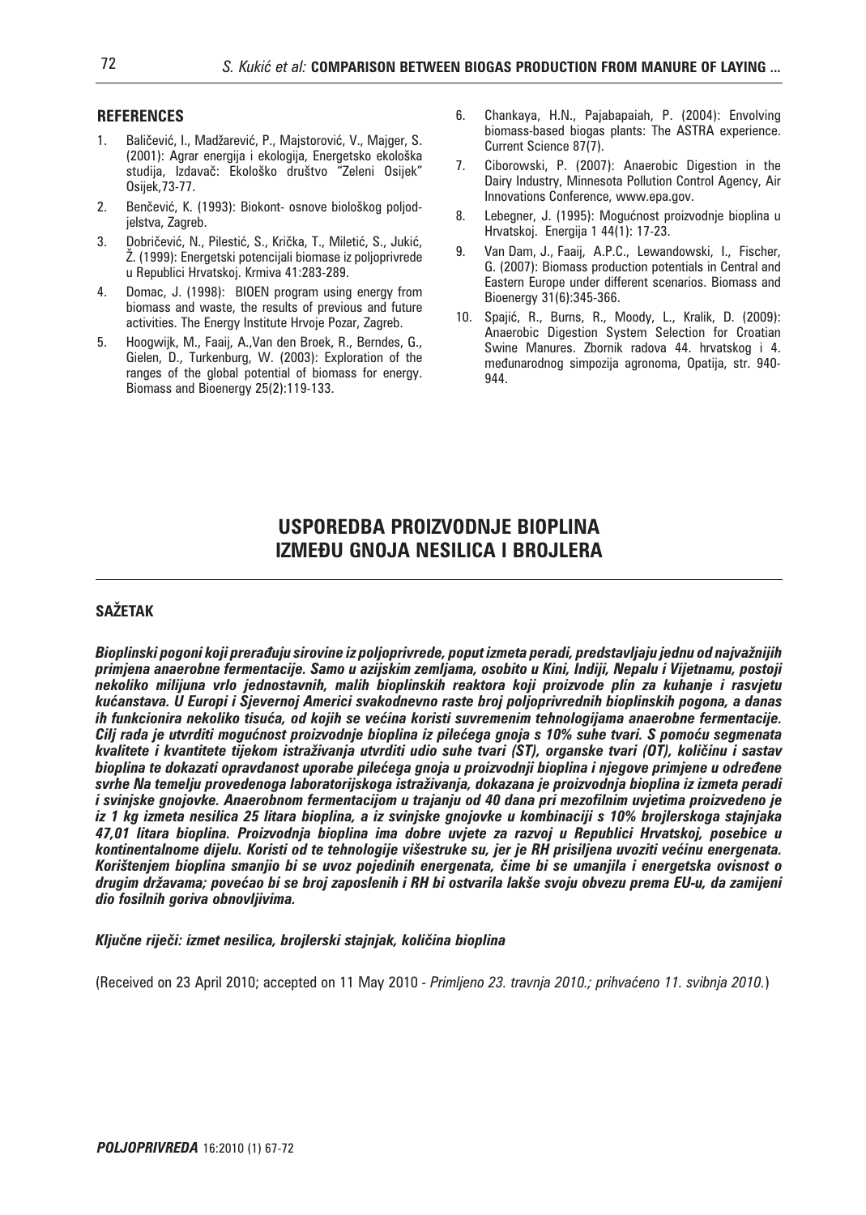## REFERENCES

1. Baličević, I., Madžarević, P., Majstorović, V., Majger, S. (2001): Agrar energija i ekologija, Energetsko ekološka studija, Izdavač: Ekološko društvo "Zeleni Osijek" Osijek,73-77.
2. Benčević, K. (1993): Biokont- osnove biološkog poljodjelstva, Zagreb.
3. Dobričević, N., Pilestić, S., Krička, T., Miletić, S., Jukić, Ž. (1999): Energetski potencijali biomase iz poljoprivrede u Republici Hrvatskoj. Krmiva 41:283-289.
4. Domac, J. (1998): BIOEN program using energy from biomass and waste, the results of previous and future activities. The Energy Institute Hrvoje Pozar, Zagreb.
5. Hoogwijk, M., Faaij, A.,Van den Broek, R., Berndes, G., Gielen, D., Turkenburg, W. (2003): Exploration of the ranges of the global potential of biomass for energy. Biomass and Bioenergy 25(2):119-133.
6. Chankaya, H.N., Pajabapaiah, P. (2004): Envolving biomass-based biogas plants: The ASTRA experience. Current Science 87(7).
7. Ciborowski, P. (2007): Anaerobic Digestion in the Dairy Industry, Minnesota Pollution Control Agency, Air Innovations Conference, www.epa.gov.
8. Lebegner, J. (1995): Mogućnost proizvodnje bioplina u Hrvatskoj. Energija 1 44(1): 17-23.
9. Van Dam, J., Faaij, A.P.C., Lewandowski, I., Fischer, G. (2007): Biomass production potentials in Central and Eastern Europe under different scenarios. Biomass and Bioenergy 31(6):345-366.
10. Spajić, R., Burns, R., Moody, L., Kralik, D. (2009): Anaerobic Digestion System Selection for Croatian Swine Manures. Zbornik radova 44. hrvatskog i 4. međunarodnog simpozija agronoma, Opatija, str. 940-944.

# USPOREDBA PROIZVODNJE BIOPLINA IZMEĐU GNOJA NESILICA I BROJLERA

## SAŽETAK

***Bioplinski pogoni koji prerađuju sirovine iz poljoprivrede, poput izmeta peradi, predstavljaju jednu od najvažnijih primjena anaerobne fermentacije. Samo u azijskim zemljama, osobito u Kini, Indiji, Nepalu i Vijetnamu, postoji nekoliko milijuna vrlo jednostavnih, malih bioplinskih reaktora koji proizvode plin za kuhanje i rasvjetu kućanstava. U Europi i Sjevernoj Americi svakodnevno raste broj poljoprivrednih bioplinskih pogona, a danas ih funkcionira nekoliko tisuća, od kojih se većina koristi suvremenim tehnologijama anaerobne fermentacije. Cilj rada je utvrditi mogućnost proizvodnje bioplina iz pilećega gnoja s 10% suhe tvari. S pomoću segmenata kvalitete i kvantitete tijekom istraživanja utvrditi udio suhe tvari (ST), organske tvari (OT), količinu i sastav bioplina te dokazati opravdanost uporabe pilećega gnoja u proizvodnji bioplina i njegove primjene u određene svrhe Na temelju provedenoga laboratorijskoga istraživanja, dokazana je proizvodnja bioplina iz izmeta peradi i svinjske gnojovke. Anaerobnom fermentacijom u trajanju od 40 dana pri mezofilnim uvjetima proizvedeno je iz 1 kg izmeta nesilica 25 litara bioplina, a iz svinjske gnojovke u kombinaciji s 10% brojlerskoga stajnjaka 47,01 litara bioplina. Proizvodnja bioplina ima dobre uvjete za razvoj u Republici Hrvatskoj, posebice u kontinentalnome dijelu. Koristi od te tehnologije višestruke su, jer je RH prisiljena uvoziti većinu energenata. Korištenjem bioplina smanjio bi se uvoz pojedinih energenata, čime bi se umanjila i energetska ovisnost o drugim državama; povećao bi se broj zaposlenih i RH bi ostvarila lakše svoju obvezu prema EU-u, da zamijeni dio fosilnih goriva obnovljivima.***

***Ključne riječi: izmet nesilica, brojlerski stajnjak, količina bioplina***

(Received on 23 April 2010; accepted on 11 May 2010 - *Primljeno 23. travnja 2010.; prihvaćeno 11. svibnja 2010.*)